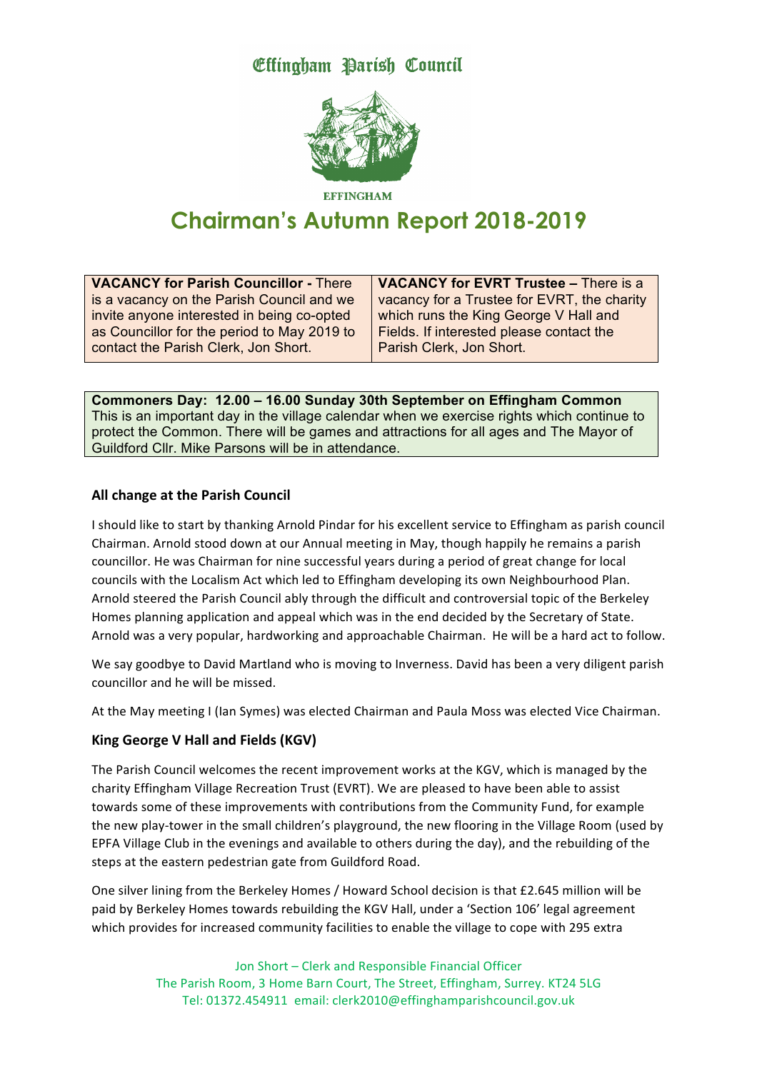# Effingham Parish Council

EFFINGHAM

# Chairman's Autumn Report 2018-2019

| **VACANCY for Parish Councillor -** There is a vacancy on the Parish Council and we invite anyone interested in being co-opted as Councillor for the period to May 2019 to contact the Parish Clerk, Jon Short. | **VACANCY for EVRT Trustee –** There is a vacancy for a Trustee for EVRT, the charity which runs the King George V Hall and Fields. If interested please contact the Parish Clerk, Jon Short. |
|---|---|

**Commoners Day: 12.00 – 16.00 Sunday 30th September on Effingham Common**
This is an important day in the village calendar when we exercise rights which continue to protect the Common. There will be games and attractions for all ages and The Mayor of Guildford Cllr. Mike Parsons will be in attendance.

## All change at the Parish Council

I should like to start by thanking Arnold Pindar for his excellent service to Effingham as parish council Chairman. Arnold stood down at our Annual meeting in May, though happily he remains a parish councillor. He was Chairman for nine successful years during a period of great change for local councils with the Localism Act which led to Effingham developing its own Neighbourhood Plan. Arnold steered the Parish Council ably through the difficult and controversial topic of the Berkeley Homes planning application and appeal which was in the end decided by the Secretary of State. Arnold was a very popular, hardworking and approachable Chairman. He will be a hard act to follow.

We say goodbye to David Martland who is moving to Inverness. David has been a very diligent parish councillor and he will be missed.

At the May meeting I (Ian Symes) was elected Chairman and Paula Moss was elected Vice Chairman.

## King George V Hall and Fields (KGV)

The Parish Council welcomes the recent improvement works at the KGV, which is managed by the charity Effingham Village Recreation Trust (EVRT). We are pleased to have been able to assist towards some of these improvements with contributions from the Community Fund, for example the new play-tower in the small children's playground, the new flooring in the Village Room (used by EPFA Village Club in the evenings and available to others during the day), and the rebuilding of the steps at the eastern pedestrian gate from Guildford Road.

One silver lining from the Berkeley Homes / Howard School decision is that £2.645 million will be paid by Berkeley Homes towards rebuilding the KGV Hall, under a 'Section 106' legal agreement which provides for increased community facilities to enable the village to cope with 295 extra

Jon Short – Clerk and Responsible Financial Officer
The Parish Room, 3 Home Barn Court, The Street, Effingham, Surrey. KT24 5LG
Tel: 01372.454911 email: clerk2010@effinghamparishcouncil.gov.uk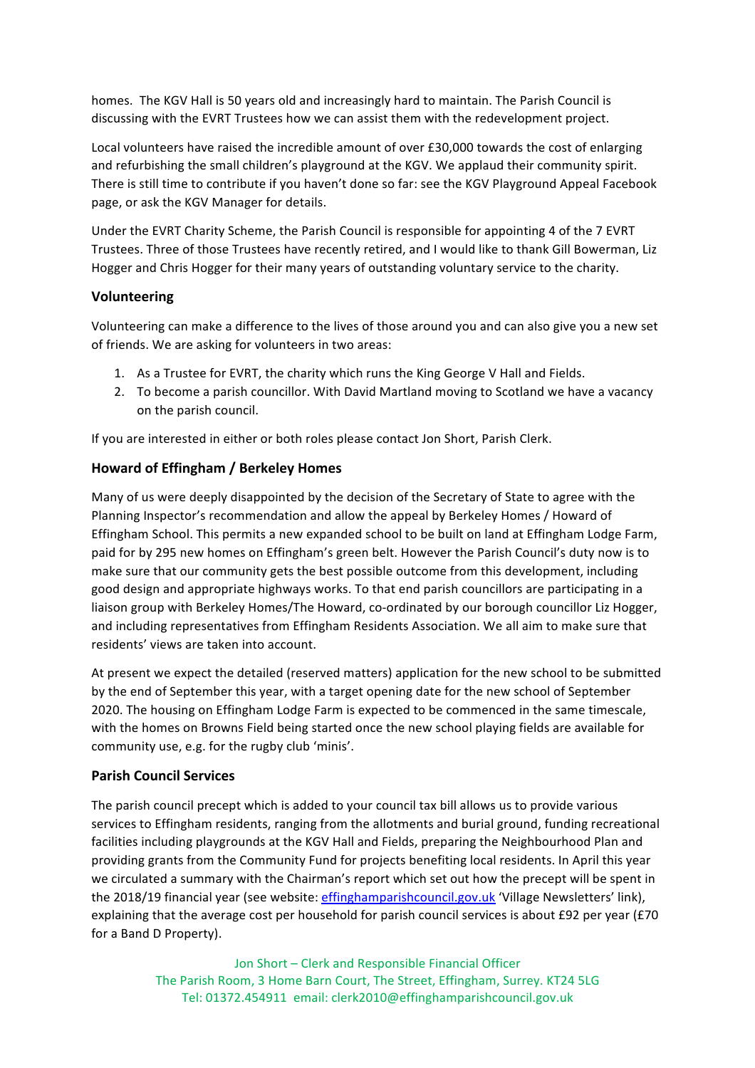homes. The KGV Hall is 50 years old and increasingly hard to maintain. The Parish Council is discussing with the EVRT Trustees how we can assist them with the redevelopment project.

Local volunteers have raised the incredible amount of over £30,000 towards the cost of enlarging and refurbishing the small children's playground at the KGV. We applaud their community spirit. There is still time to contribute if you haven't done so far: see the KGV Playground Appeal Facebook page, or ask the KGV Manager for details.

Under the EVRT Charity Scheme, the Parish Council is responsible for appointing 4 of the 7 EVRT Trustees. Three of those Trustees have recently retired, and I would like to thank Gill Bowerman, Liz Hogger and Chris Hogger for their many years of outstanding voluntary service to the charity.

### Volunteering

Volunteering can make a difference to the lives of those around you and can also give you a new set of friends. We are asking for volunteers in two areas:

1. As a Trustee for EVRT, the charity which runs the King George V Hall and Fields.
2. To become a parish councillor. With David Martland moving to Scotland we have a vacancy on the parish council.

If you are interested in either or both roles please contact Jon Short, Parish Clerk.

### Howard of Effingham / Berkeley Homes

Many of us were deeply disappointed by the decision of the Secretary of State to agree with the Planning Inspector's recommendation and allow the appeal by Berkeley Homes / Howard of Effingham School. This permits a new expanded school to be built on land at Effingham Lodge Farm, paid for by 295 new homes on Effingham's green belt. However the Parish Council's duty now is to make sure that our community gets the best possible outcome from this development, including good design and appropriate highways works. To that end parish councillors are participating in a liaison group with Berkeley Homes/The Howard, co-ordinated by our borough councillor Liz Hogger, and including representatives from Effingham Residents Association. We all aim to make sure that residents' views are taken into account.

At present we expect the detailed (reserved matters) application for the new school to be submitted by the end of September this year, with a target opening date for the new school of September 2020. The housing on Effingham Lodge Farm is expected to be commenced in the same timescale, with the homes on Browns Field being started once the new school playing fields are available for community use, e.g. for the rugby club 'minis'.

### Parish Council Services

The parish council precept which is added to your council tax bill allows us to provide various services to Effingham residents, ranging from the allotments and burial ground, funding recreational facilities including playgrounds at the KGV Hall and Fields, preparing the Neighbourhood Plan and providing grants from the Community Fund for projects benefiting local residents. In April this year we circulated a summary with the Chairman's report which set out how the precept will be spent in the 2018/19 financial year (see website: effinghamparishcouncil.gov.uk 'Village Newsletters' link), explaining that the average cost per household for parish council services is about £92 per year (£70 for a Band D Property).

Jon Short – Clerk and Responsible Financial Officer
The Parish Room, 3 Home Barn Court, The Street, Effingham, Surrey. KT24 5LG
Tel: 01372.454911 email: clerk2010@effinghamparishcouncil.gov.uk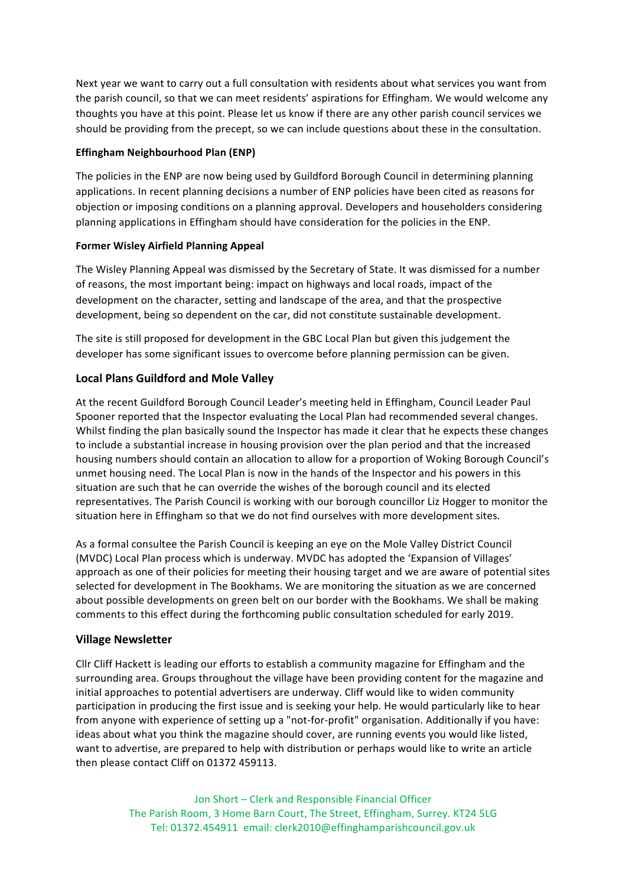Next year we want to carry out a full consultation with residents about what services you want from the parish council, so that we can meet residents' aspirations for Effingham. We would welcome any thoughts you have at this point. Please let us know if there are any other parish council services we should be providing from the precept, so we can include questions about these in the consultation.

**Effingham Neighbourhood Plan (ENP)**

The policies in the ENP are now being used by Guildford Borough Council in determining planning applications. In recent planning decisions a number of ENP policies have been cited as reasons for objection or imposing conditions on a planning approval. Developers and householders considering planning applications in Effingham should have consideration for the policies in the ENP.

**Former Wisley Airfield Planning Appeal**

The Wisley Planning Appeal was dismissed by the Secretary of State. It was dismissed for a number of reasons, the most important being: impact on highways and local roads, impact of the development on the character, setting and landscape of the area, and that the prospective development, being so dependent on the car, did not constitute sustainable development.

The site is still proposed for development in the GBC Local Plan but given this judgement the developer has some significant issues to overcome before planning permission can be given.

## Local Plans Guildford and Mole Valley

At the recent Guildford Borough Council Leader's meeting held in Effingham, Council Leader Paul Spooner reported that the Inspector evaluating the Local Plan had recommended several changes. Whilst finding the plan basically sound the Inspector has made it clear that he expects these changes to include a substantial increase in housing provision over the plan period and that the increased housing numbers should contain an allocation to allow for a proportion of Woking Borough Council's unmet housing need. The Local Plan is now in the hands of the Inspector and his powers in this situation are such that he can override the wishes of the borough council and its elected representatives. The Parish Council is working with our borough councillor Liz Hogger to monitor the situation here in Effingham so that we do not find ourselves with more development sites.

As a formal consultee the Parish Council is keeping an eye on the Mole Valley District Council (MVDC) Local Plan process which is underway. MVDC has adopted the 'Expansion of Villages' approach as one of their policies for meeting their housing target and we are aware of potential sites selected for development in The Bookhams. We are monitoring the situation as we are concerned about possible developments on green belt on our border with the Bookhams. We shall be making comments to this effect during the forthcoming public consultation scheduled for early 2019.

## Village Newsletter

Cllr Cliff Hackett is leading our efforts to establish a community magazine for Effingham and the surrounding area. Groups throughout the village have been providing content for the magazine and initial approaches to potential advertisers are underway. Cliff would like to widen community participation in producing the first issue and is seeking your help. He would particularly like to hear from anyone with experience of setting up a "not-for-profit" organisation. Additionally if you have: ideas about what you think the magazine should cover, are running events you would like listed, want to advertise, are prepared to help with distribution or perhaps would like to write an article then please contact Cliff on 01372 459113.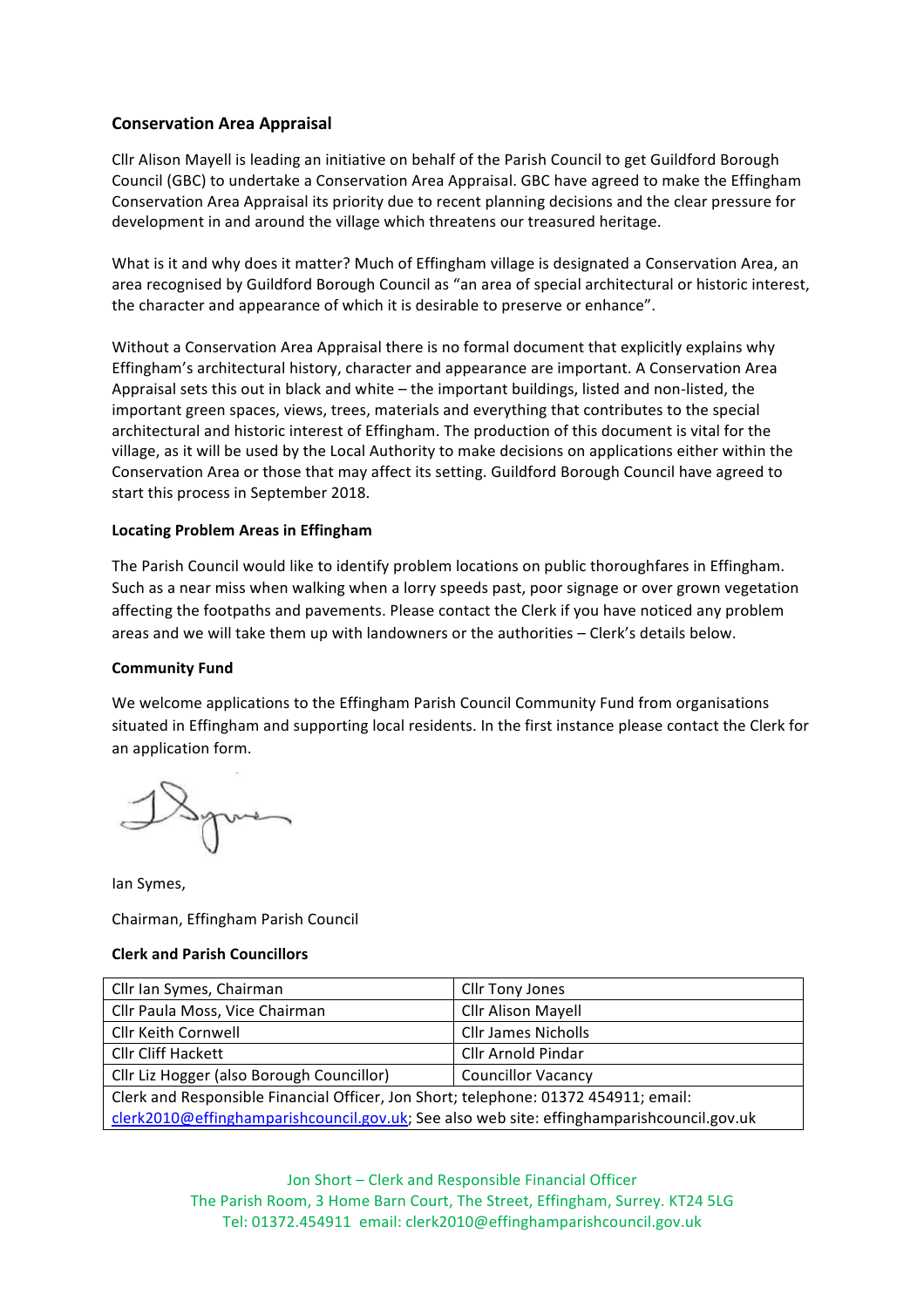### Conservation Area Appraisal

Cllr Alison Mayell is leading an initiative on behalf of the Parish Council to get Guildford Borough Council (GBC) to undertake a Conservation Area Appraisal. GBC have agreed to make the Effingham Conservation Area Appraisal its priority due to recent planning decisions and the clear pressure for development in and around the village which threatens our treasured heritage.

What is it and why does it matter? Much of Effingham village is designated a Conservation Area, an area recognised by Guildford Borough Council as "an area of special architectural or historic interest, the character and appearance of which it is desirable to preserve or enhance".

Without a Conservation Area Appraisal there is no formal document that explicitly explains why Effingham's architectural history, character and appearance are important. A Conservation Area Appraisal sets this out in black and white – the important buildings, listed and non-listed, the important green spaces, views, trees, materials and everything that contributes to the special architectural and historic interest of Effingham. The production of this document is vital for the village, as it will be used by the Local Authority to make decisions on applications either within the Conservation Area or those that may affect its setting. Guildford Borough Council have agreed to start this process in September 2018.

**Locating Problem Areas in Effingham**

The Parish Council would like to identify problem locations on public thoroughfares in Effingham. Such as a near miss when walking when a lorry speeds past, poor signage or over grown vegetation affecting the footpaths and pavements. Please contact the Clerk if you have noticed any problem areas and we will take them up with landowners or the authorities – Clerk's details below.

**Community Fund**

We welcome applications to the Effingham Parish Council Community Fund from organisations situated in Effingham and supporting local residents. In the first instance please contact the Clerk for an application form.

Ian Symes,

Chairman, Effingham Parish Council

**Clerk and Parish Councillors**

| | |
|---|---|
| Cllr Ian Symes, Chairman | Cllr Tony Jones |
| Cllr Paula Moss, Vice Chairman | Cllr Alison Mayell |
| Cllr Keith Cornwell | Cllr James Nicholls |
| Cllr Cliff Hackett | Cllr Arnold Pindar |
| Cllr Liz Hogger (also Borough Councillor) | Councillor Vacancy |
| Clerk and Responsible Financial Officer, Jon Short; telephone: 01372 454911; email: clerk2010@effinghamparishcouncil.gov.uk; See also web site: effinghamparishcouncil.gov.uk | |

Jon Short – Clerk and Responsible Financial Officer
The Parish Room, 3 Home Barn Court, The Street, Effingham, Surrey. KT24 5LG
Tel: 01372.454911 email: clerk2010@effinghamparishcouncil.gov.uk